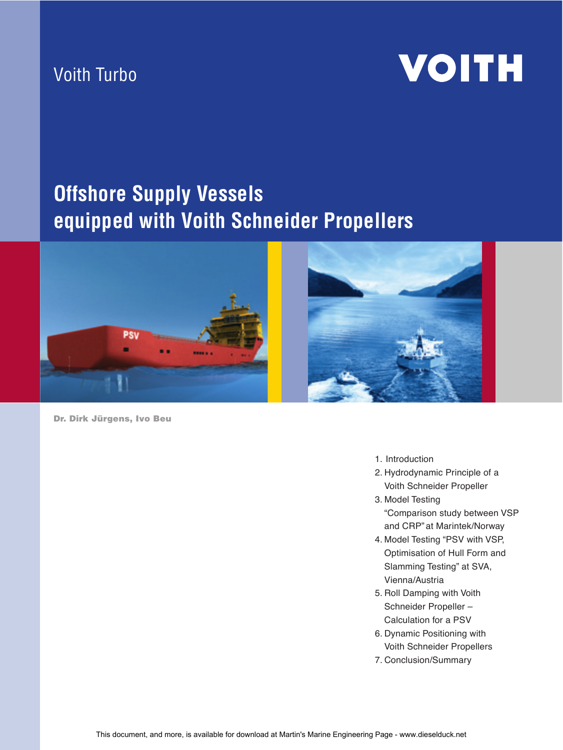Voith Turbo

VOITH

# Offshore Supply Vessels equipped with Voith Schneider Propellers

**Dr. Dirk Jürgens, Ivo Beu**

1. Introduction
2. Hydrodynamic Principle of a Voith Schneider Propeller
3. Model Testing "Comparison study between VSP and CRP" at Marintek/Norway
4. Model Testing "PSV with VSP, Optimisation of Hull Form and Slamming Testing" at SVA, Vienna/Austria
5. Roll Damping with Voith Schneider Propeller – Calculation for a PSV
6. Dynamic Positioning with Voith Schneider Propellers
7. Conclusion/Summary

This document, and more, is available for download at Martin's Marine Engineering Page - www.dieselduck.net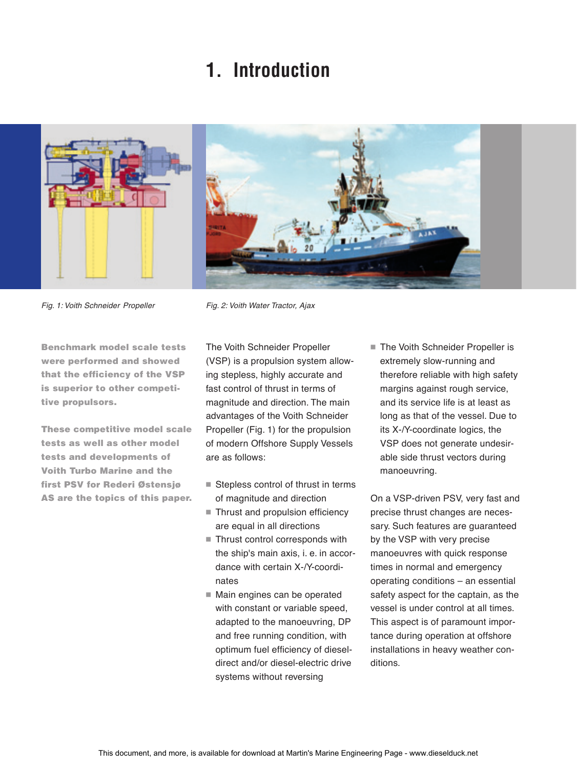# 1. Introduction

*Fig. 1: Voith Schneider Propeller*

*Fig. 2: Voith Water Tractor, Ajax*

**Benchmark model scale tests were performed and showed that the efficiency of the VSP is superior to other competitive propulsors.**

**These competitive model scale tests as well as other model tests and developments of Voith Turbo Marine and the first PSV for Rederi Østensjø AS are the topics of this paper.**

The Voith Schneider Propeller (VSP) is a propulsion system allowing stepless, highly accurate and fast control of thrust in terms of magnitude and direction. The main advantages of the Voith Schneider Propeller (Fig. 1) for the propulsion of modern Offshore Supply Vessels are as follows:

- Stepless control of thrust in terms of magnitude and direction
- Thrust and propulsion efficiency are equal in all directions
- Thrust control corresponds with the ship's main axis, i. e. in accordance with certain X-/Y-coordinates
- Main engines can be operated with constant or variable speed, adapted to the manoeuvring, DP and free running condition, with optimum fuel efficiency of diesel-direct and/or diesel-electric drive systems without reversing
- The Voith Schneider Propeller is extremely slow-running and therefore reliable with high safety margins against rough service, and its service life is at least as long as that of the vessel. Due to its X-/Y-coordinate logics, the VSP does not generate undesirable side thrust vectors during manoeuvring.

On a VSP-driven PSV, very fast and precise thrust changes are necessary. Such features are guaranteed by the VSP with very precise manoeuvres with quick response times in normal and emergency operating conditions – an essential safety aspect for the captain, as the vessel is under control at all times. This aspect is of paramount importance during operation at offshore installations in heavy weather conditions.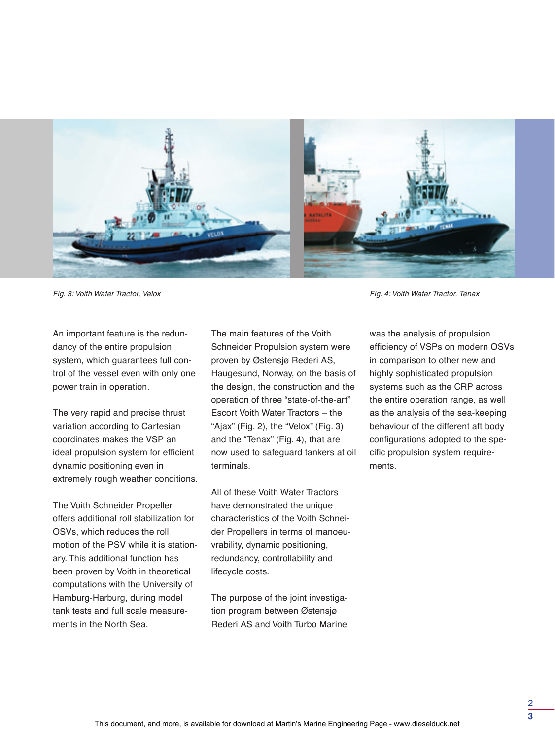Fig. 3: Voith Water Tractor, Velox

Fig. 4: Voith Water Tractor, Tenax

An important feature is the redundancy of the entire propulsion system, which guarantees full control of the vessel even with only one power train in operation.

The very rapid and precise thrust variation according to Cartesian coordinates makes the VSP an ideal propulsion system for efficient dynamic positioning even in extremely rough weather conditions.

The Voith Schneider Propeller offers additional roll stabilization for OSVs, which reduces the roll motion of the PSV while it is stationary. This additional function has been proven by Voith in theoretical computations with the University of Hamburg-Harburg, during model tank tests and full scale measurements in the North Sea.

The main features of the Voith Schneider Propulsion system were proven by Østensjø Rederi AS, Haugesund, Norway, on the basis of the design, the construction and the operation of three "state-of-the-art" Escort Voith Water Tractors – the "Ajax" (Fig. 2), the "Velox" (Fig. 3) and the "Tenax" (Fig. 4), that are now used to safeguard tankers at oil terminals.

All of these Voith Water Tractors have demonstrated the unique characteristics of the Voith Schneider Propellers in terms of manoeuvrability, dynamic positioning, redundancy, controllability and lifecycle costs.

The purpose of the joint investigation program between Østensjø Rederi AS and Voith Turbo Marine was the analysis of propulsion efficiency of VSPs on modern OSVs in comparison to other new and highly sophisticated propulsion systems such as the CRP across the entire operation range, as well as the analysis of the sea-keeping behaviour of the different aft body configurations adopted to the specific propulsion system requirements.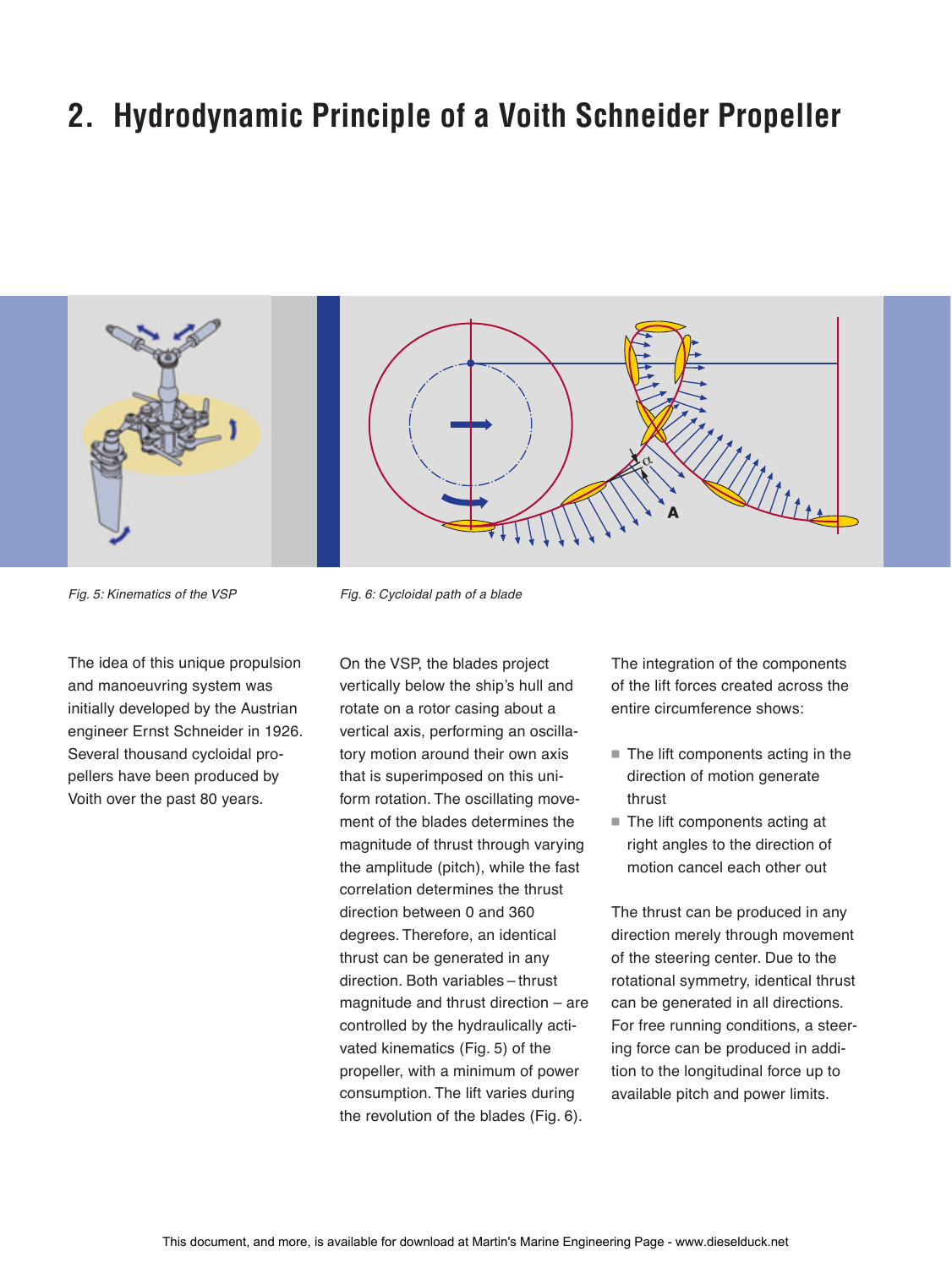# 2. Hydrodynamic Principle of a Voith Schneider Propeller

*Fig. 5: Kinematics of the VSP*

*Fig. 6: Cycloidal path of a blade*

The idea of this unique propulsion and manoeuvring system was initially developed by the Austrian engineer Ernst Schneider in 1926. Several thousand cycloidal propellers have been produced by Voith over the past 80 years.

On the VSP, the blades project vertically below the ship's hull and rotate on a rotor casing about a vertical axis, performing an oscillatory motion around their own axis that is superimposed on this uniform rotation. The oscillating movement of the blades determines the magnitude of thrust through varying the amplitude (pitch), while the fast correlation determines the thrust direction between 0 and 360 degrees. Therefore, an identical thrust can be generated in any direction. Both variables – thrust magnitude and thrust direction – are controlled by the hydraulically activated kinematics (Fig. 5) of the propeller, with a minimum of power consumption. The lift varies during the revolution of the blades (Fig. 6).

The integration of the components of the lift forces created across the entire circumference shows:

- The lift components acting in the direction of motion generate thrust
- The lift components acting at right angles to the direction of motion cancel each other out

The thrust can be produced in any direction merely through movement of the steering center. Due to the rotational symmetry, identical thrust can be generated in all directions. For free running conditions, a steering force can be produced in addition to the longitudinal force up to available pitch and power limits.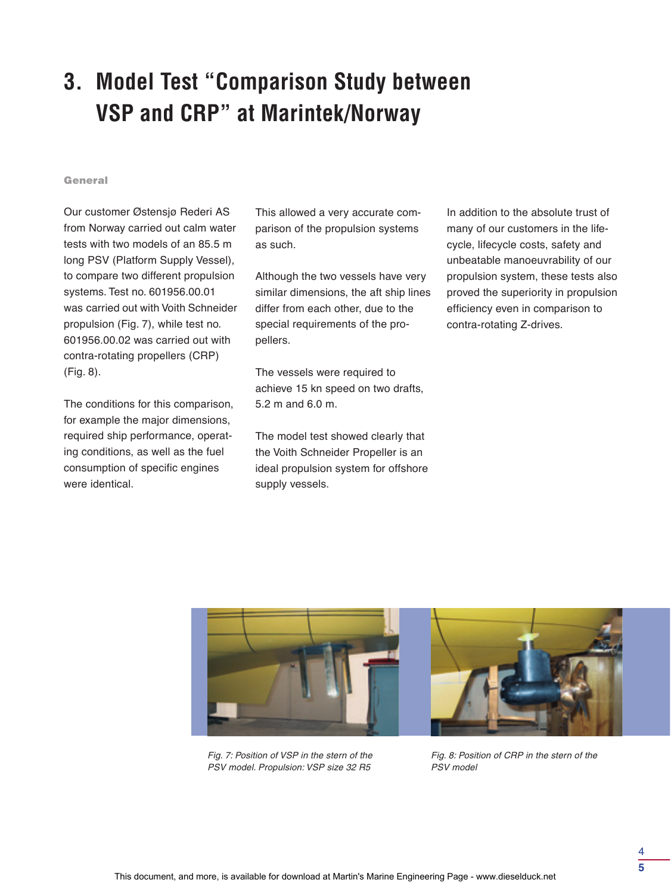# 3. Model Test "Comparison Study between VSP and CRP" at Marintek/Norway

**General**

Our customer Østensjø Rederi AS from Norway carried out calm water tests with two models of an 85.5 m long PSV (Platform Supply Vessel), to compare two different propulsion systems. Test no. 601956.00.01 was carried out with Voith Schneider propulsion (Fig. 7), while test no. 601956.00.02 was carried out with contra-rotating propellers (CRP) (Fig. 8).

The conditions for this comparison, for example the major dimensions, required ship performance, operating conditions, as well as the fuel consumption of specific engines were identical.

This allowed a very accurate comparison of the propulsion systems as such.

Although the two vessels have very similar dimensions, the aft ship lines differ from each other, due to the special requirements of the propellers.

The vessels were required to achieve 15 kn speed on two drafts, 5.2 m and 6.0 m.

The model test showed clearly that the Voith Schneider Propeller is an ideal propulsion system for offshore supply vessels.

In addition to the absolute trust of many of our customers in the lifecycle, lifecycle costs, safety and unbeatable manoeuvrability of our propulsion system, these tests also proved the superiority in propulsion efficiency even in comparison to contra-rotating Z-drives.

*Fig. 7: Position of VSP in the stern of the PSV model. Propulsion: VSP size 32 R5*

*Fig. 8: Position of CRP in the stern of the PSV model*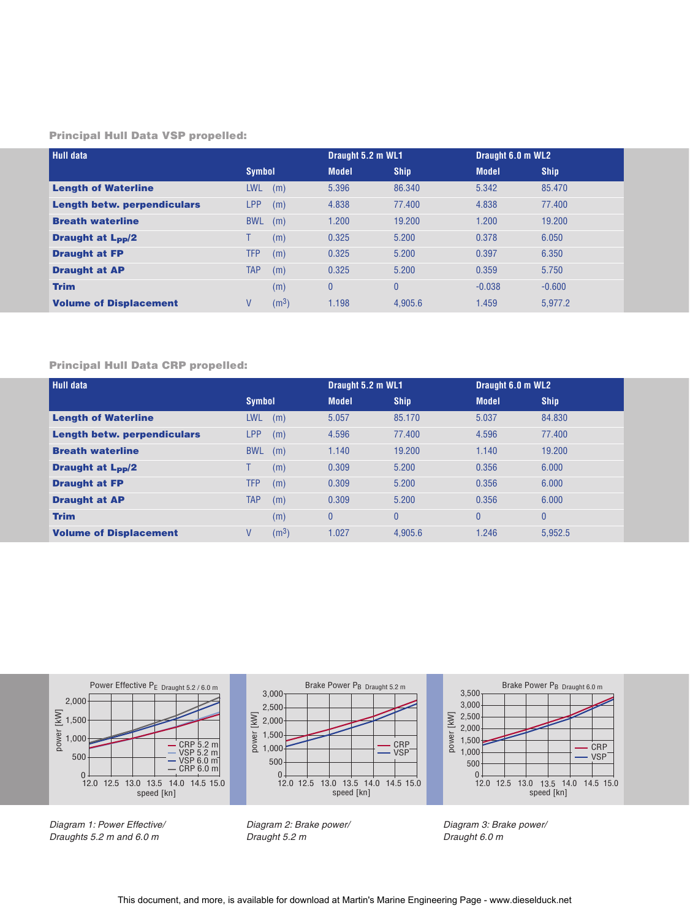**Principal Hull Data VSP propelled:**

| Hull data | Symbol | | Draught 5.2 m WL1 | | Draught 6.0 m WL2 | |
|---|---|---|---|---|---|---|
| | | | Model | Ship | Model | Ship |
| **Length of Waterline** | LWL | (m) | 5.396 | 86.340 | 5.342 | 85.470 |
| **Length betw. perpendiculars** | LPP | (m) | 4.838 | 77.400 | 4.838 | 77.400 |
| **Breath waterline** | BWL | (m) | 1.200 | 19.200 | 1.200 | 19.200 |
| **Draught at $L_{pp}/2$** | T | (m) | 0.325 | 5.200 | 0.378 | 6.050 |
| **Draught at FP** | TFP | (m) | 0.325 | 5.200 | 0.397 | 6.350 |
| **Draught at AP** | TAP | (m) | 0.325 | 5.200 | 0.359 | 5.750 |
| **Trim** | | (m) | 0 | 0 | -0.038 | -0.600 |
| **Volume of Displacement** | V | ($m^3$) | 1.198 | 4,905.6 | 1.459 | 5,977.2 |

**Principal Hull Data CRP propelled:**

| Hull data | Symbol | | Draught 5.2 m WL1 | | Draught 6.0 m WL2 | |
|---|---|---|---|---|---|---|
| | | | Model | Ship | Model | Ship |
| **Length of Waterline** | LWL | (m) | 5.057 | 85.170 | 5.037 | 84.830 |
| **Length betw. perpendiculars** | LPP | (m) | 4.596 | 77.400 | 4.596 | 77.400 |
| **Breath waterline** | BWL | (m) | 1.140 | 19.200 | 1.140 | 19.200 |
| **Draught at $L_{pp}/2$** | T | (m) | 0.309 | 5.200 | 0.356 | 6.000 |
| **Draught at FP** | TFP | (m) | 0.309 | 5.200 | 0.356 | 6.000 |
| **Draught at AP** | TAP | (m) | 0.309 | 5.200 | 0.356 | 6.000 |
| **Trim** | | (m) | 0 | 0 | 0 | 0 |
| **Volume of Displacement** | V | ($m^3$) | 1.027 | 4,905.6 | 1.246 | 5,952.5 |

*Diagram 1: Power Effective/ Draughts 5.2 m and 6.0 m*

*Diagram 2: Brake power/ Draught 5.2 m*

*Diagram 3: Brake power/ Draught 6.0 m*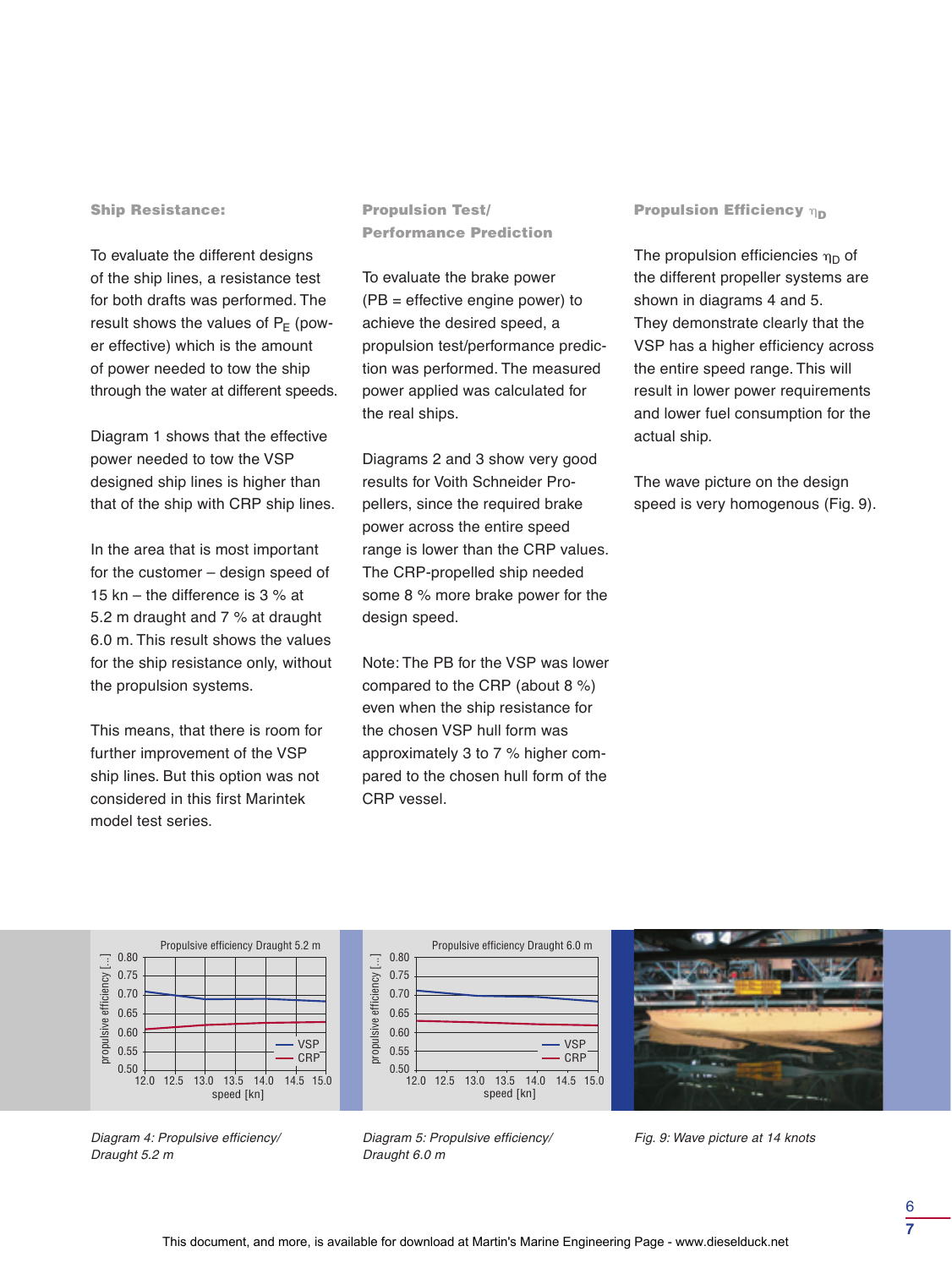## Ship Resistance:

To evaluate the different designs of the ship lines, a resistance test for both drafts was performed. The result shows the values of $P_E$ (power effective) which is the amount of power needed to tow the ship through the water at different speeds.

Diagram 1 shows that the effective power needed to tow the VSP designed ship lines is higher than that of the ship with CRP ship lines.

In the area that is most important for the customer – design speed of 15 kn – the difference is 3 % at 5.2 m draught and 7 % at draught 6.0 m. This result shows the values for the ship resistance only, without the propulsion systems.

This means, that there is room for further improvement of the VSP ship lines. But this option was not considered in this first Marintek model test series.

## Propulsion Test/ Performance Prediction

To evaluate the brake power (PB = effective engine power) to achieve the desired speed, a propulsion test/performance prediction was performed. The measured power applied was calculated for the real ships.

Diagrams 2 and 3 show very good results for Voith Schneider Propellers, since the required brake power across the entire speed range is lower than the CRP values. The CRP-propelled ship needed some 8 % more brake power for the design speed.

Note: The PB for the VSP was lower compared to the CRP (about 8 %) even when the ship resistance for the chosen VSP hull form was approximately 3 to 7 % higher compared to the chosen hull form of the CRP vessel.

## Propulsion Efficiency $\eta_D$

The propulsion efficiencies $\eta_D$ of the different propeller systems are shown in diagrams 4 and 5. They demonstrate clearly that the VSP has a higher efficiency across the entire speed range. This will result in lower power requirements and lower fuel consumption for the actual ship.

The wave picture on the design speed is very homogenous (Fig. 9).

*Diagram 4: Propulsive efficiency/ Draught 5.2 m*

*Diagram 5: Propulsive efficiency/ Draught 6.0 m*

*Fig. 9: Wave picture at 14 knots*

This document, and more, is available for download at Martin's Marine Engineering Page - www.dieselduck.net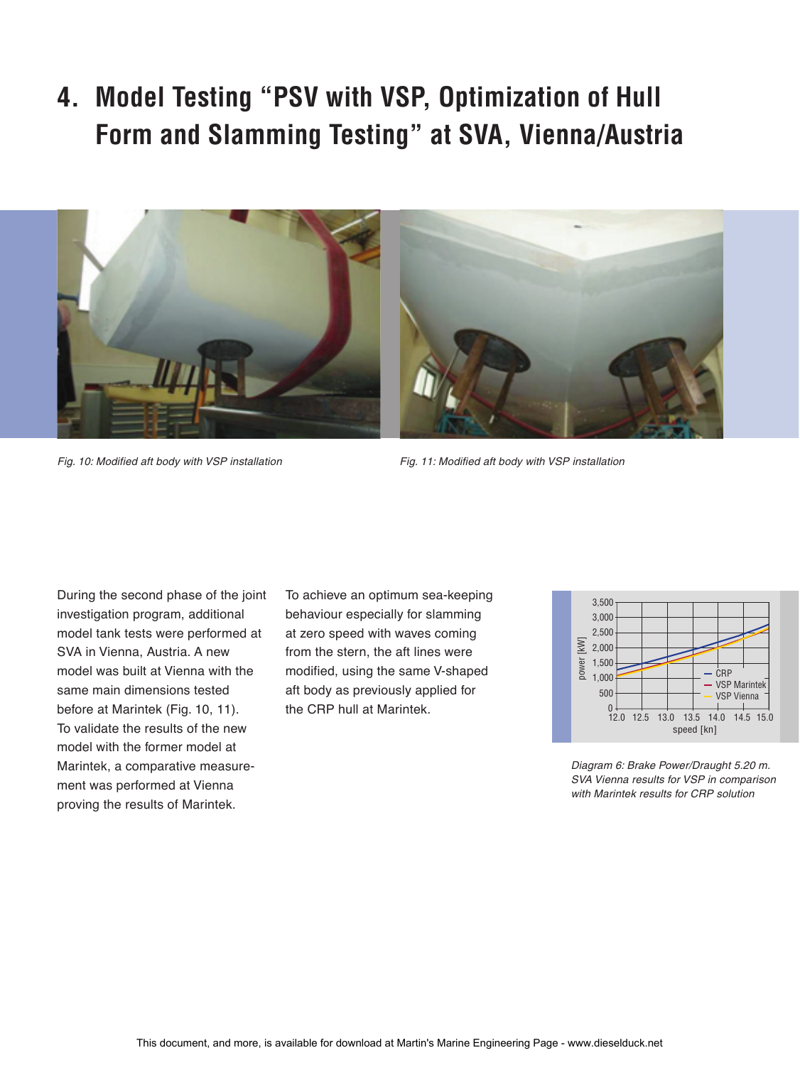# 4. Model Testing "PSV with VSP, Optimization of Hull Form and Slamming Testing" at SVA, Vienna/Austria

*Fig. 10: Modified aft body with VSP installation*

*Fig. 11: Modified aft body with VSP installation*

During the second phase of the joint investigation program, additional model tank tests were performed at SVA in Vienna, Austria. A new model was built at Vienna with the same main dimensions tested before at Marintek (Fig. 10, 11). To validate the results of the new model with the former model at Marintek, a comparative measurement was performed at Vienna proving the results of Marintek.

To achieve an optimum sea-keeping behaviour especially for slamming at zero speed with waves coming from the stern, the aft lines were modified, using the same V-shaped aft body as previously applied for the CRP hull at Marintek.

*Diagram 6: Brake Power/Draught 5.20 m. SVA Vienna results for VSP in comparison with Marintek results for CRP solution*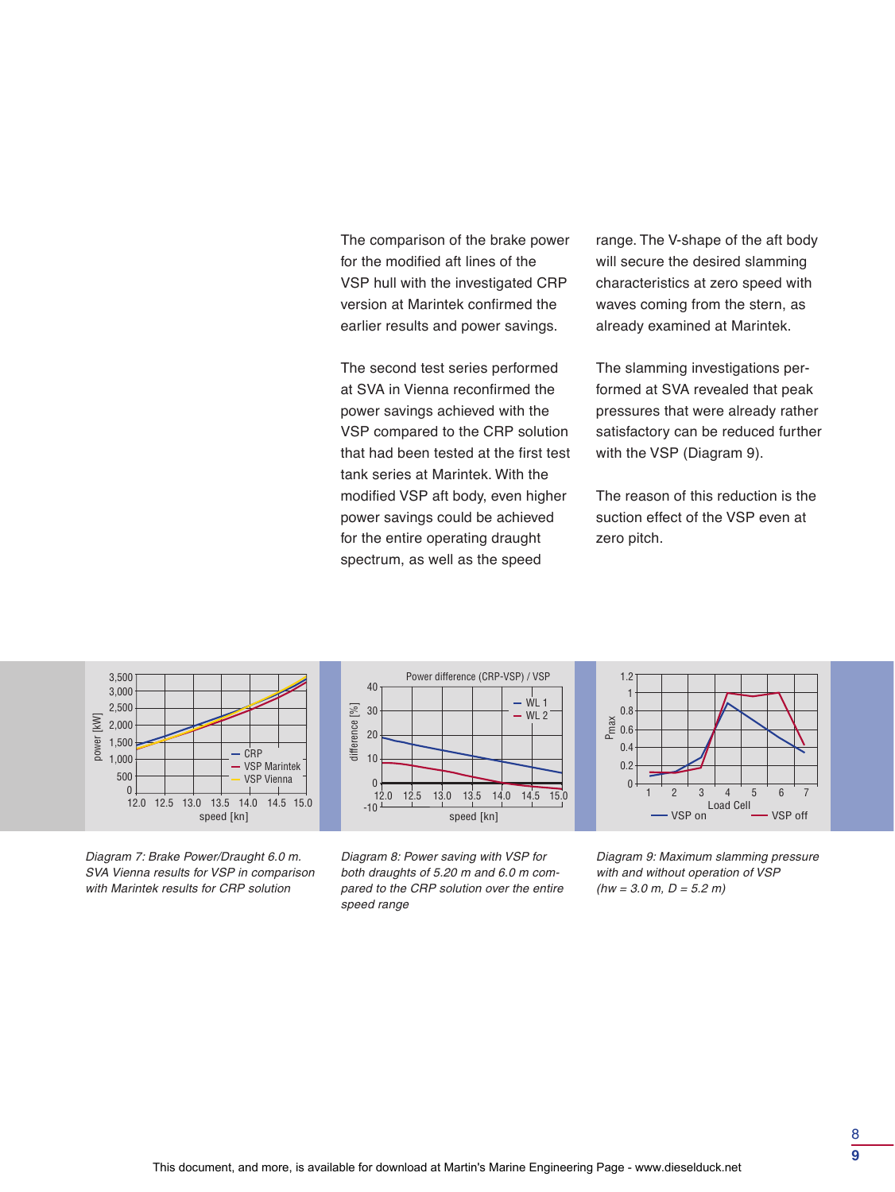The comparison of the brake power for the modified aft lines of the VSP hull with the investigated CRP version at Marintek confirmed the earlier results and power savings.

The second test series performed at SVA in Vienna reconfirmed the power savings achieved with the VSP compared to the CRP solution that had been tested at the first test tank series at Marintek. With the modified VSP aft body, even higher power savings could be achieved for the entire operating draught spectrum, as well as the speed range. The V-shape of the aft body will secure the desired slamming characteristics at zero speed with waves coming from the stern, as already examined at Marintek.

The slamming investigations performed at SVA revealed that peak pressures that were already rather satisfactory can be reduced further with the VSP (Diagram 9).

The reason of this reduction is the suction effect of the VSP even at zero pitch.

*Diagram 7: Brake Power/Draught 6.0 m. SVA Vienna results for VSP in comparison with Marintek results for CRP solution*

*Diagram 8: Power saving with VSP for both draughts of 5.20 m and 6.0 m compared to the CRP solution over the entire speed range*

*Diagram 9: Maximum slamming pressure with and without operation of VSP (hw = 3.0 m, D = 5.2 m)*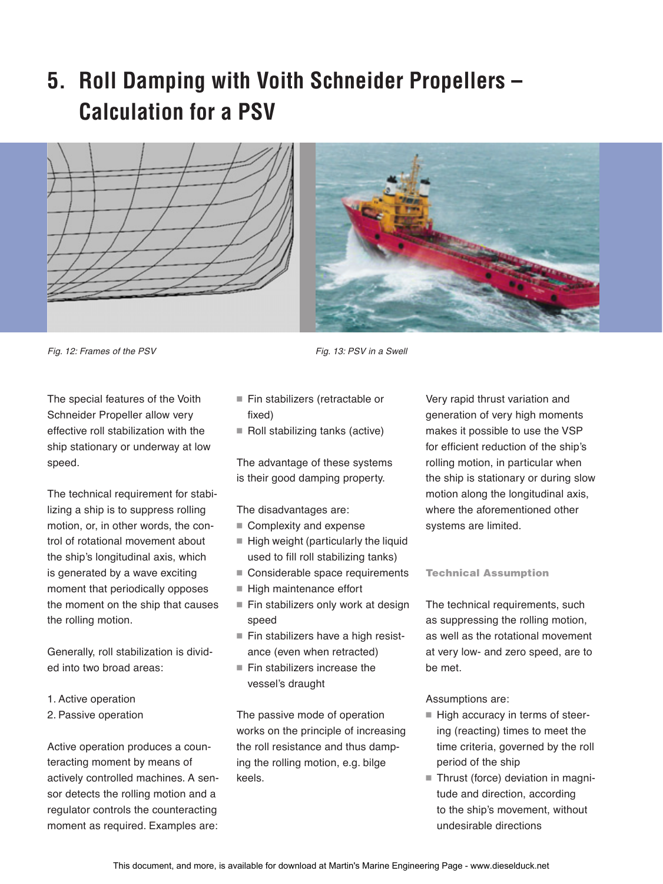# 5. Roll Damping with Voith Schneider Propellers – Calculation for a PSV

*Fig. 12: Frames of the PSV*

*Fig. 13: PSV in a Swell*

The special features of the Voith Schneider Propeller allow very effective roll stabilization with the ship stationary or underway at low speed.

The technical requirement for stabilizing a ship is to suppress rolling motion, or, in other words, the control of rotational movement about the ship's longitudinal axis, which is generated by a wave exciting moment that periodically opposes the moment on the ship that causes the rolling motion.

Generally, roll stabilization is divided into two broad areas:

1. Active operation
2. Passive operation

Active operation produces a counteracting moment by means of actively controlled machines. A sensor detects the rolling motion and a regulator controls the counteracting moment as required. Examples are:

- Fin stabilizers (retractable or fixed)
- Roll stabilizing tanks (active)

The advantage of these systems is their good damping property.

The disadvantages are:

- Complexity and expense
- High weight (particularly the liquid used to fill roll stabilizing tanks)
- Considerable space requirements
- High maintenance effort
- Fin stabilizers only work at design speed
- Fin stabilizers have a high resistance (even when retracted)
- Fin stabilizers increase the vessel's draught

The passive mode of operation works on the principle of increasing the roll resistance and thus damping the rolling motion, e.g. bilge keels.

Very rapid thrust variation and generation of very high moments makes it possible to use the VSP for efficient reduction of the ship's rolling motion, in particular when the ship is stationary or during slow motion along the longitudinal axis, where the aforementioned other systems are limited.

### Technical Assumption

The technical requirements, such as suppressing the rolling motion, as well as the rotational movement at very low- and zero speed, are to be met.

Assumptions are:

- High accuracy in terms of steering (reacting) times to meet the time criteria, governed by the roll period of the ship
- Thrust (force) deviation in magnitude and direction, according to the ship's movement, without undesirable directions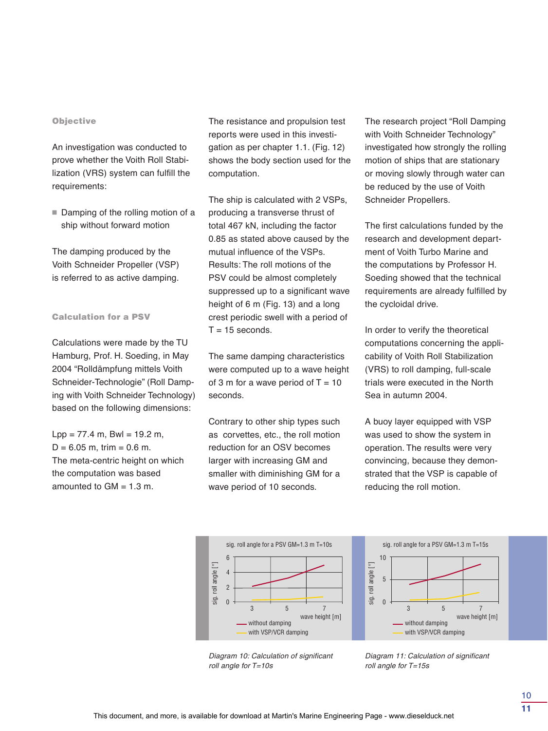### Objective

An investigation was conducted to prove whether the Voith Roll Stabilization (VRS) system can fulfill the requirements:

- Damping of the rolling motion of a ship without forward motion

The damping produced by the Voith Schneider Propeller (VSP) is referred to as active damping.

### Calculation for a PSV

Calculations were made by the TU Hamburg, Prof. H. Soeding, in May 2004 “Rolldämpfung mittels Voith Schneider-Technologie” (Roll Damping with Voith Schneider Technology) based on the following dimensions:

Lpp = 77.4 m, Bwl = 19.2 m,
D = 6.05 m, trim = 0.6 m.
The meta-centric height on which the computation was based amounted to GM = 1.3 m.

The resistance and propulsion test reports were used in this investigation as per chapter 1.1. (Fig. 12) shows the body section used for the computation.

The ship is calculated with 2 VSPs, producing a transverse thrust of total 467 kN, including the factor 0.85 as stated above caused by the mutual influence of the VSPs.
Results: The roll motions of the PSV could be almost completely suppressed up to a significant wave height of 6 m (Fig. 13) and a long crest periodic swell with a period of T = 15 seconds.

The same damping characteristics were computed up to a wave height of 3 m for a wave period of T = 10 seconds.

Contrary to other ship types such as corvettes, etc., the roll motion reduction for an OSV becomes larger with increasing GM and smaller with diminishing GM for a wave period of 10 seconds.

The research project “Roll Damping with Voith Schneider Technology” investigated how strongly the rolling motion of ships that are stationary or moving slowly through water can be reduced by the use of Voith Schneider Propellers.

The first calculations funded by the research and development department of Voith Turbo Marine and the computations by Professor H. Soeding showed that the technical requirements are already fulfilled by the cycloidal drive.

In order to verify the theoretical computations concerning the applicability of Voith Roll Stabilization (VRS) to roll damping, full-scale trials were executed in the North Sea in autumn 2004.

A buoy layer equipped with VSP was used to show the system in operation. The results were very convincing, because they demonstrated that the VSP is capable of reducing the roll motion.

*Diagram 10: Calculation of significant roll angle for T=10s*

*Diagram 11: Calculation of significant roll angle for T=15s*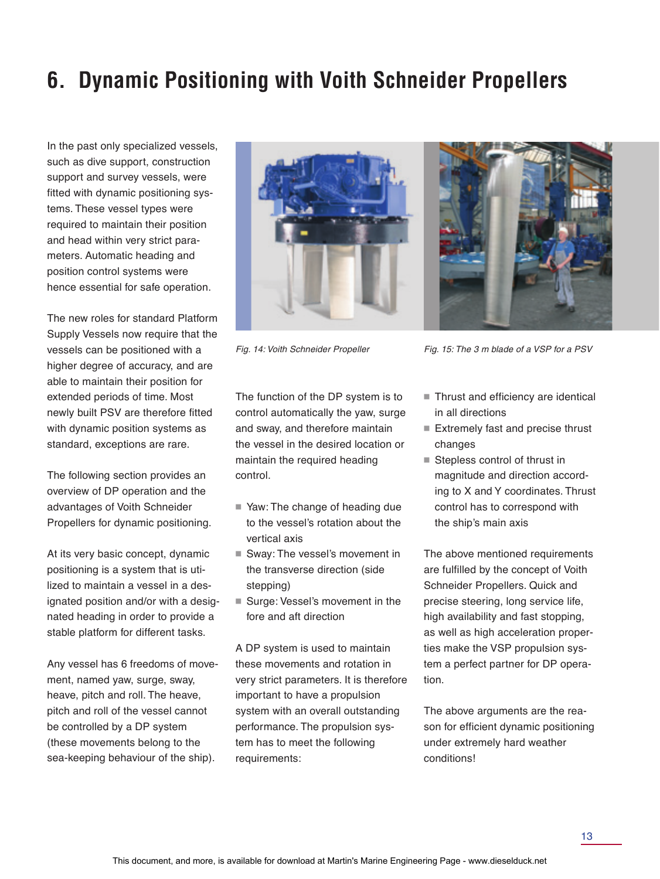# 6. Dynamic Positioning with Voith Schneider Propellers

In the past only specialized vessels, such as dive support, construction support and survey vessels, were fitted with dynamic positioning systems. These vessel types were required to maintain their position and head within very strict parameters. Automatic heading and position control systems were hence essential for safe operation.

The new roles for standard Platform Supply Vessels now require that the vessels can be positioned with a higher degree of accuracy, and are able to maintain their position for extended periods of time. Most newly built PSV are therefore fitted with dynamic position systems as standard, exceptions are rare.

The following section provides an overview of DP operation and the advantages of Voith Schneider Propellers for dynamic positioning.

At its very basic concept, dynamic positioning is a system that is utilized to maintain a vessel in a designated position and/or with a designated heading in order to provide a stable platform for different tasks.

Any vessel has 6 freedoms of movement, named yaw, surge, sway, heave, pitch and roll. The heave, pitch and roll of the vessel cannot be controlled by a DP system (these movements belong to the sea-keeping behaviour of the ship).

*Fig. 14: Voith Schneider Propeller*

*Fig. 15: The 3 m blade of a VSP for a PSV*

The function of the DP system is to control automatically the yaw, surge and sway, and therefore maintain the vessel in the desired location or maintain the required heading control.

- Yaw: The change of heading due to the vessel's rotation about the vertical axis
- Sway: The vessel's movement in the transverse direction (side stepping)
- Surge: Vessel's movement in the fore and aft direction

A DP system is used to maintain these movements and rotation in very strict parameters. It is therefore important to have a propulsion system with an overall outstanding performance. The propulsion system has to meet the following requirements:

- Thrust and efficiency are identical in all directions
- Extremely fast and precise thrust changes
- Stepless control of thrust in magnitude and direction according to X and Y coordinates. Thrust control has to correspond with the ship's main axis

The above mentioned requirements are fulfilled by the concept of Voith Schneider Propellers. Quick and precise steering, long service life, high availability and fast stopping, as well as high acceleration properties make the VSP propulsion system a perfect partner for DP operation.

The above arguments are the reason for efficient dynamic positioning under extremely hard weather conditions!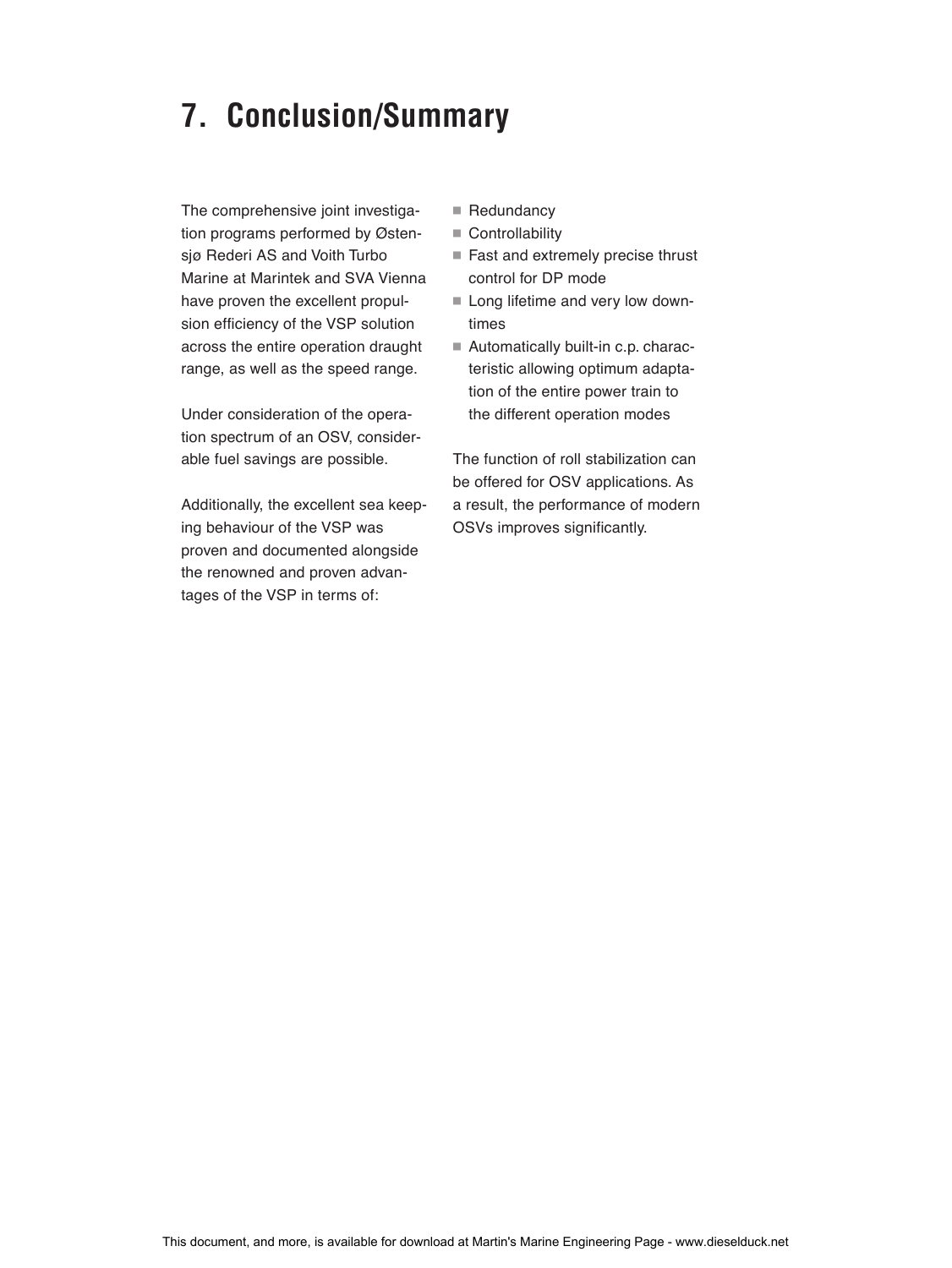# 7. Conclusion/Summary

The comprehensive joint investigation programs performed by Østensjø Rederi AS and Voith Turbo Marine at Marintek and SVA Vienna have proven the excellent propulsion efficiency of the VSP solution across the entire operation draught range, as well as the speed range.

Under consideration of the operation spectrum of an OSV, considerable fuel savings are possible.

Additionally, the excellent sea keeping behaviour of the VSP was proven and documented alongside the renowned and proven advantages of the VSP in terms of:

- Redundancy
- Controllability
- Fast and extremely precise thrust control for DP mode
- Long lifetime and very low downtimes
- Automatically built-in c.p. characteristic allowing optimum adaptation of the entire power train to the different operation modes

The function of roll stabilization can be offered for OSV applications. As a result, the performance of modern OSVs improves significantly.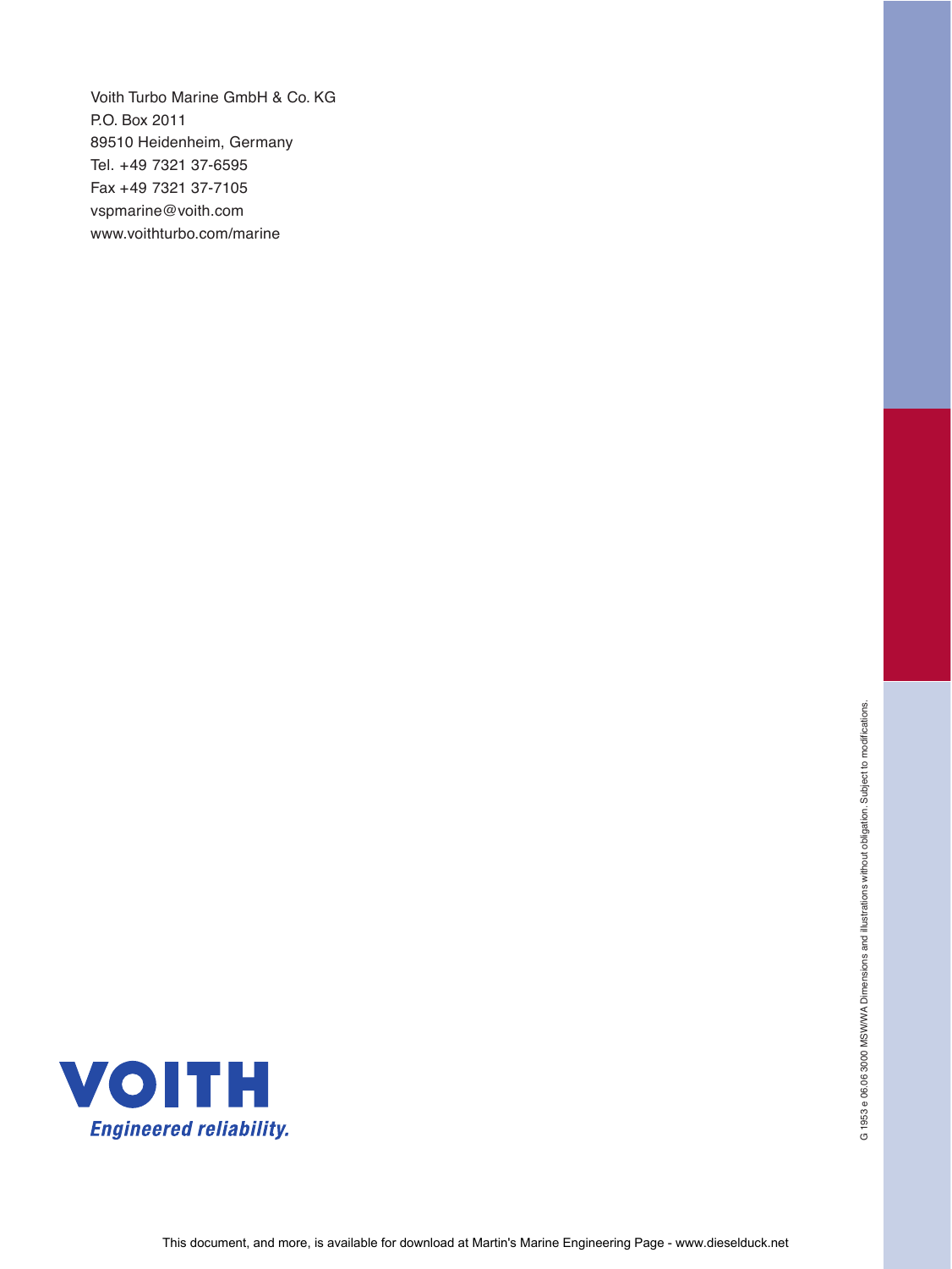Voith Turbo Marine GmbH & Co. KG
P.O. Box 2011
89510 Heidenheim, Germany
Tel. +49 7321 37-6595
Fax +49 7321 37-7105
vspmarine@voith.com
www.voithturbo.com/marine

VOITH
*Engineered reliability.*

G 1953 e 06.06 3000 MSW/WA Dimensions and illustrations without obligation. Subject to modifications.

This document, and more, is available for download at Martin's Marine Engineering Page - www.dieselduck.net